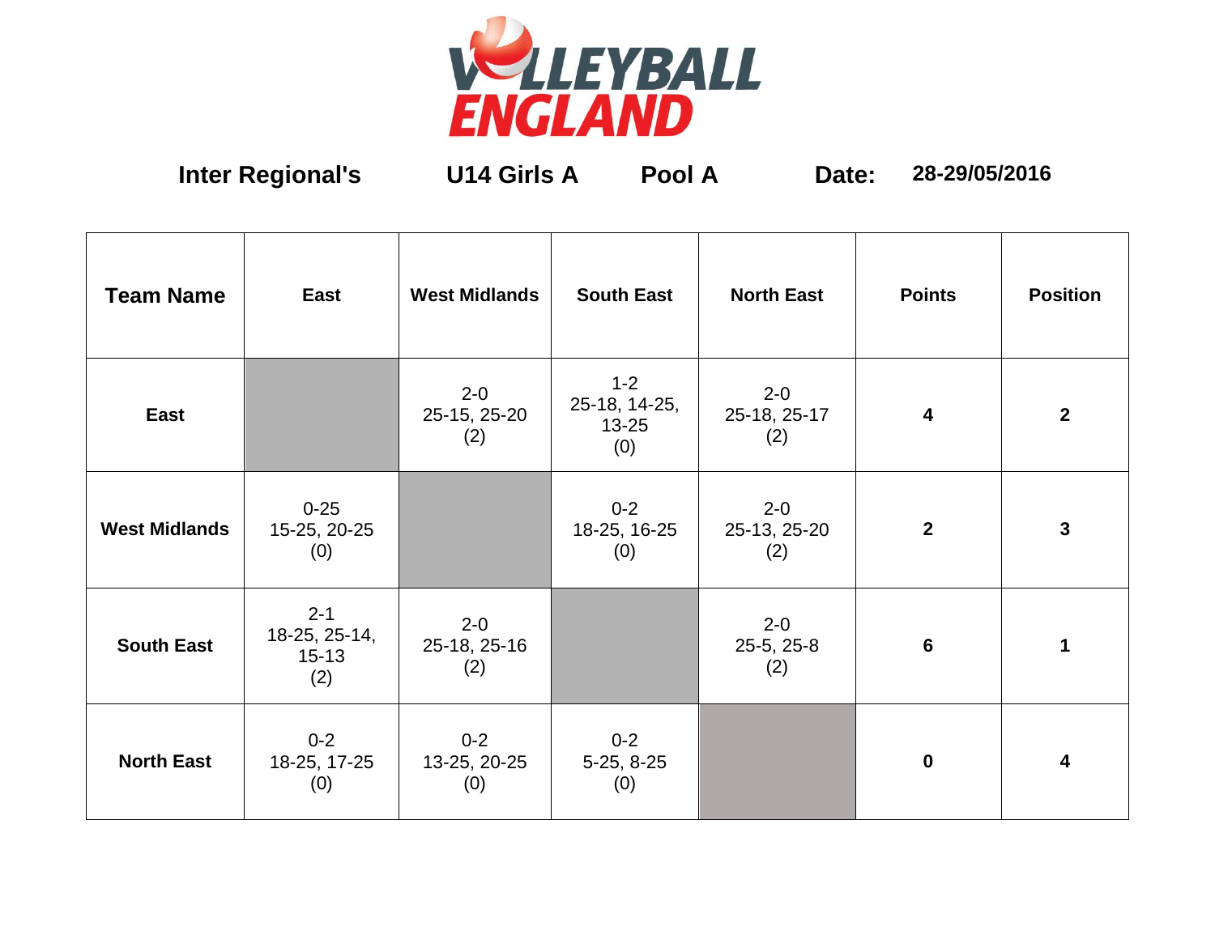# VOLLEYBALL ENGLAND

**Inter Regional's** **U14 Girls A** **Pool A** **Date:** **28-29/05/2016**

| Team Name | East | West Midlands | South East | North East | Points | Position |
|---|---|---|---|---|---|---|
| **East** | | 2-0<br>25-15, 25-20<br>(2) | 1-2<br>25-18, 14-25,<br>13-25<br>(0) | 2-0<br>25-18, 25-17<br>(2) | **4** | **2** |
| **West Midlands** | 0-25<br>15-25, 20-25<br>(0) | | 0-2<br>18-25, 16-25<br>(0) | 2-0<br>25-13, 25-20<br>(2) | **2** | **3** |
| **South East** | 2-1<br>18-25, 25-14,<br>15-13<br>(2) | 2-0<br>25-18, 25-16<br>(2) | | 2-0<br>25-5, 25-8<br>(2) | **6** | **1** |
| **North East** | 0-2<br>18-25, 17-25<br>(0) | 0-2<br>13-25, 20-25<br>(0) | 0-2<br>5-25, 8-25<br>(0) | | **0** | **4** |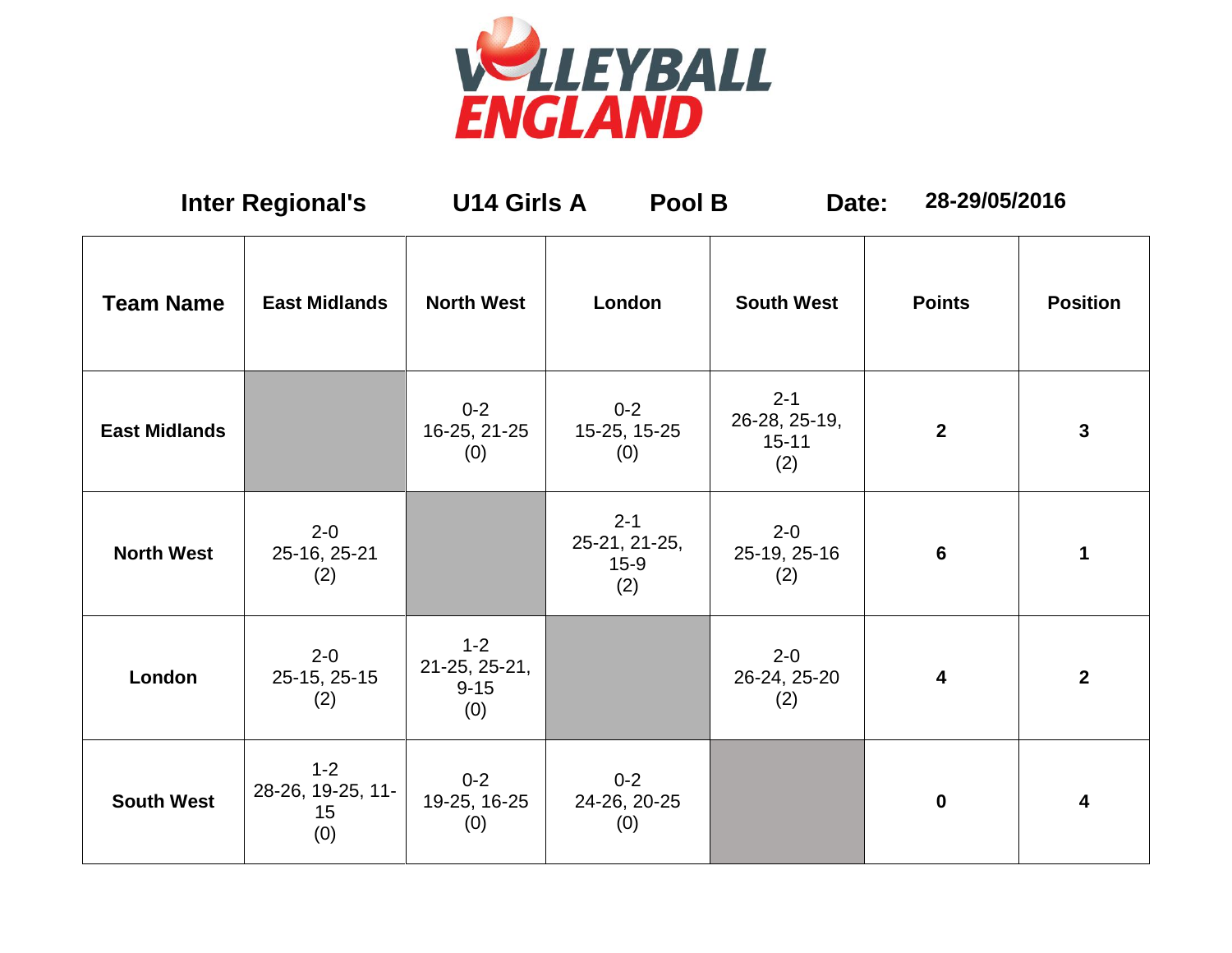**Inter Regional's** **U14 Girls A** **Pool B** **Date:** **28-29/05/2016**

| **Team Name** | **East Midlands** | **North West** | **London** | **South West** | **Points** | **Position** |
|---|---|---|---|---|---|---|
| **East Midlands** | | 0-2 16-25, 21-25 (0) | 0-2 15-25, 15-25 (0) | 2-1 26-28, 25-19, 15-11 (2) | **2** | **3** |
| **North West** | 2-0 25-16, 25-21 (2) | | 2-1 25-21, 21-25, 15-9 (2) | 2-0 25-19, 25-16 (2) | **6** | **1** |
| **London** | 2-0 25-15, 25-15 (2) | 1-2 21-25, 25-21, 9-15 (0) | | 2-0 26-24, 25-20 (2) | **4** | **2** |
| **South West** | 1-2 28-26, 19-25, 11-15 (0) | 0-2 19-25, 16-25 (0) | 0-2 24-26, 20-25 (0) | | **0** | **4** |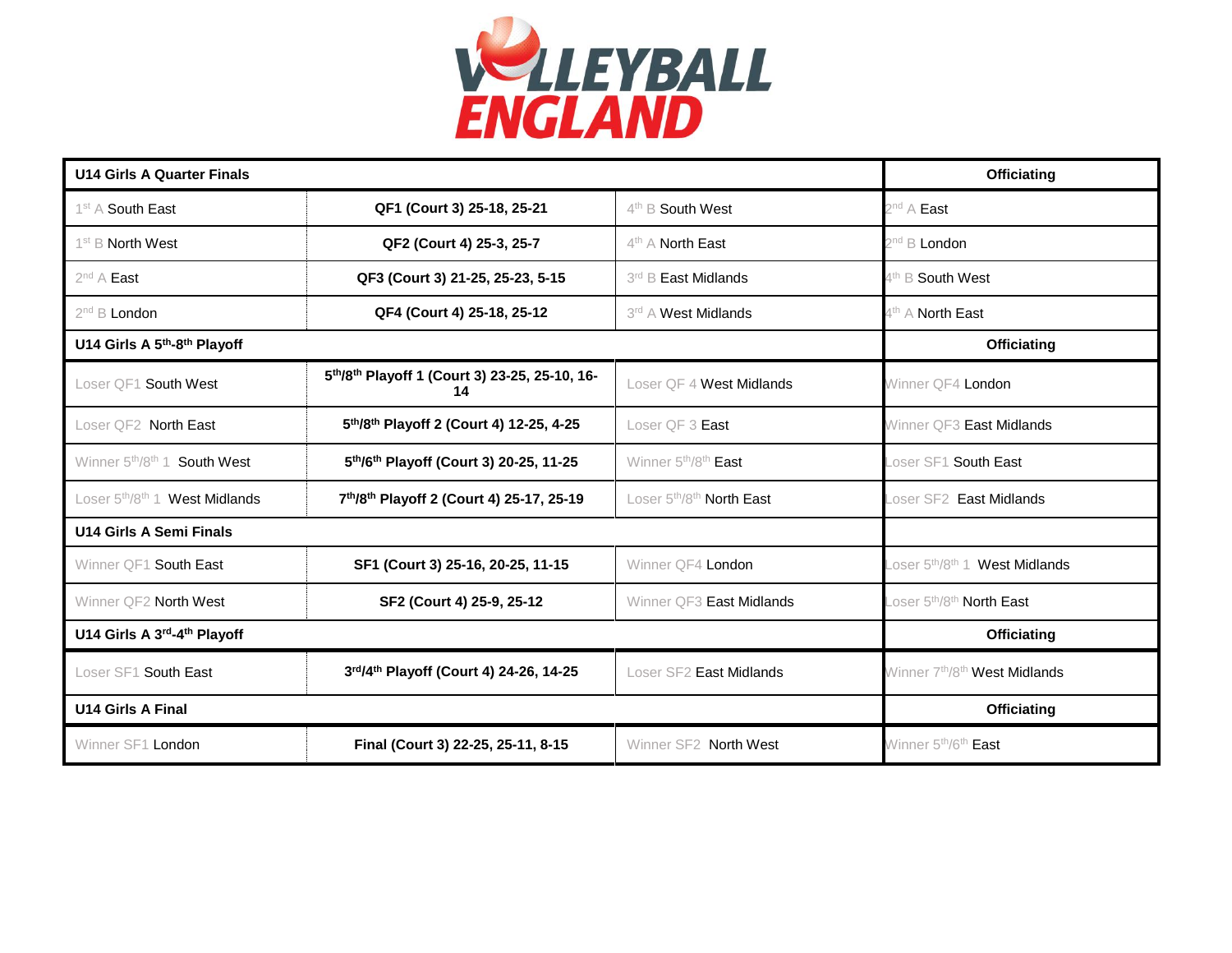| U14 Girls A Quarter Finals | | | Officiating |
|---|---|---|---|
| 1st A South East | **QF1 (Court 3) 25-18, 25-21** | 4th B South West | 2nd A East |
| 1st B North West | **QF2 (Court 4) 25-3, 25-7** | 4th A North East | 2nd B London |
| 2nd A East | **QF3 (Court 3) 21-25, 25-23, 5-15** | 3rd B East Midlands | 4th B South West |
| 2nd B London | **QF4 (Court 4) 25-18, 25-12** | 3rd A West Midlands | 4th A North East |
| **U14 Girls A 5th-8th Playoff** | | | **Officiating** |
| Loser QF1 South West | **5th/8th Playoff 1 (Court 3) 23-25, 25-10, 16-14** | Loser QF 4 West Midlands | Winner QF4 London |
| Loser QF2 North East | **5th/8th Playoff 2 (Court 4) 12-25, 4-25** | Loser QF 3 East | Winner QF3 East Midlands |
| Winner 5th/8th 1 South West | **5th/6th Playoff (Court 3) 20-25, 11-25** | Winner 5th/8th East | Loser SF1 South East |
| Loser 5th/8th 1 West Midlands | **7th/8th Playoff 2 (Court 4) 25-17, 25-19** | Loser 5th/8th North East | Loser SF2 East Midlands |
| **U14 Girls A Semi Finals** | | | |
| Winner QF1 South East | **SF1 (Court 3) 25-16, 20-25, 11-15** | Winner QF4 London | Loser 5th/8th 1 West Midlands |
| Winner QF2 North West | **SF2 (Court 4) 25-9, 25-12** | Winner QF3 East Midlands | Loser 5th/8th North East |
| **U14 Girls A 3rd-4th Playoff** | | | **Officiating** |
| Loser SF1 South East | **3rd/4th Playoff (Court 4) 24-26, 14-25** | Loser SF2 East Midlands | Winner 7th/8th West Midlands |
| **U14 Girls A Final** | | | **Officiating** |
| Winner SF1 London | **Final (Court 3) 22-25, 25-11, 8-15** | Winner SF2 North West | Winner 5th/6th East |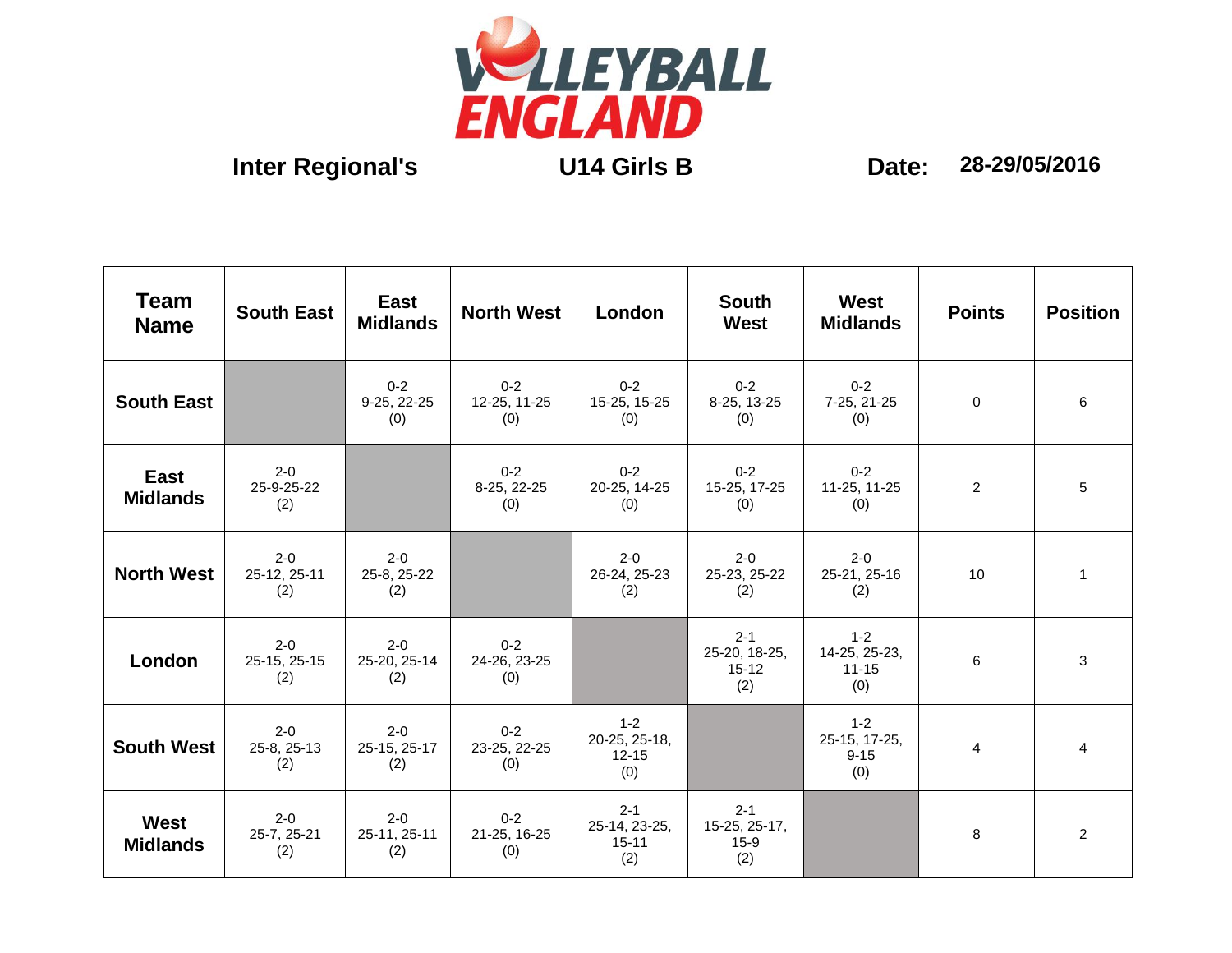VOLLEYBALL ENGLAND

**Inter Regional's** **U14 Girls B** **Date: 28-29/05/2016**

| Team Name | South East | East Midlands | North West | London | South West | West Midlands | Points | Position |
|---|---|---|---|---|---|---|---|---|
| South East | | 0-2 9-25, 22-25 (0) | 0-2 12-25, 11-25 (0) | 0-2 15-25, 15-25 (0) | 0-2 8-25, 13-25 (0) | 0-2 7-25, 21-25 (0) | 0 | 6 |
| East Midlands | 2-0 25-9-25-22 (2) | | 0-2 8-25, 22-25 (0) | 0-2 20-25, 14-25 (0) | 0-2 15-25, 17-25 (0) | 0-2 11-25, 11-25 (0) | 2 | 5 |
| North West | 2-0 25-12, 25-11 (2) | 2-0 25-8, 25-22 (2) | | 2-0 26-24, 25-23 (2) | 2-0 25-23, 25-22 (2) | 2-0 25-21, 25-16 (2) | 10 | 1 |
| London | 2-0 25-15, 25-15 (2) | 2-0 25-20, 25-14 (2) | 0-2 24-26, 23-25 (0) | | 2-1 25-20, 18-25, 15-12 (2) | 1-2 14-25, 25-23, 11-15 (0) | 6 | 3 |
| South West | 2-0 25-8, 25-13 (2) | 2-0 25-15, 25-17 (2) | 0-2 23-25, 22-25 (0) | 1-2 20-25, 25-18, 12-15 (0) | | 1-2 25-15, 17-25, 9-15 (0) | 4 | 4 |
| West Midlands | 2-0 25-7, 25-21 (2) | 2-0 25-11, 25-11 (2) | 0-2 21-25, 16-25 (0) | 2-1 25-14, 23-25, 15-11 (2) | 2-1 15-25, 25-17, 15-9 (2) | | 8 | 2 |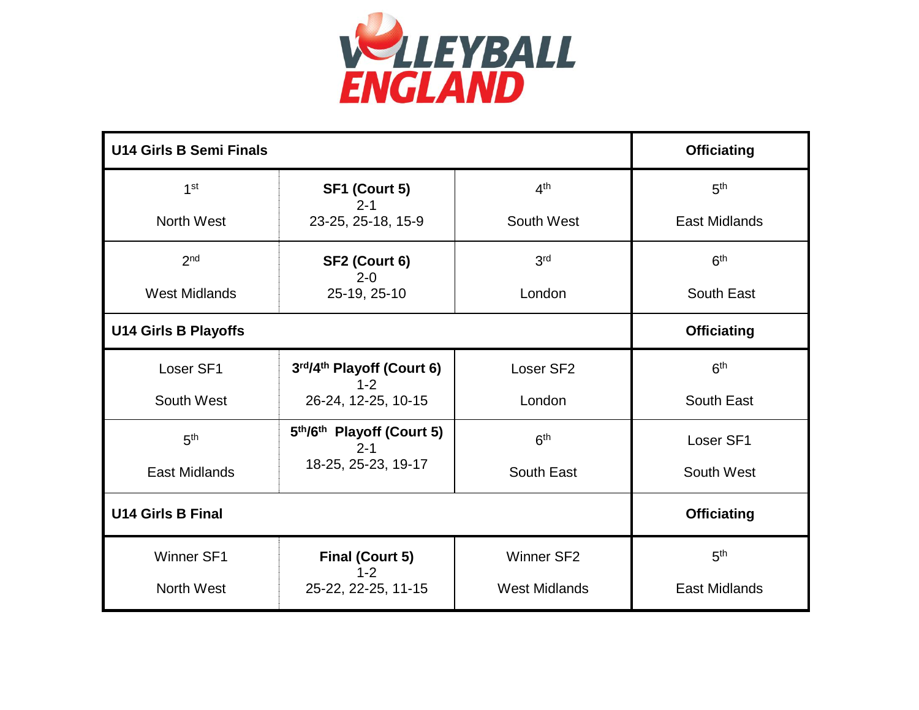# VOLLEYBALL ENGLAND

| U14 Girls B Semi Finals | | | Officiating |
|---|---|---|---|
| 1st<br>North West | **SF1 (Court 5)**<br>2-1<br>23-25, 25-18, 15-9 | 4th<br>South West | 5th<br>East Midlands |
| 2nd<br>West Midlands | **SF2 (Court 6)**<br>2-0<br>25-19, 25-10 | 3rd<br>London | 6th<br>South East |
| **U14 Girls B Playoffs** | | | **Officiating** |
| Loser SF1<br>South West | **3rd/4th Playoff (Court 6)**<br>1-2<br>26-24, 12-25, 10-15 | Loser SF2<br>London | 6th<br>South East |
| 5th<br>East Midlands | **5th/6th Playoff (Court 5)**<br>2-1<br>18-25, 25-23, 19-17 | 6th<br>South East | Loser SF1<br>South West |
| **U14 Girls B Final** | | | **Officiating** |
| Winner SF1<br>North West | **Final (Court 5)**<br>1-2<br>25-22, 22-25, 11-15 | Winner SF2<br>West Midlands | 5th<br>East Midlands |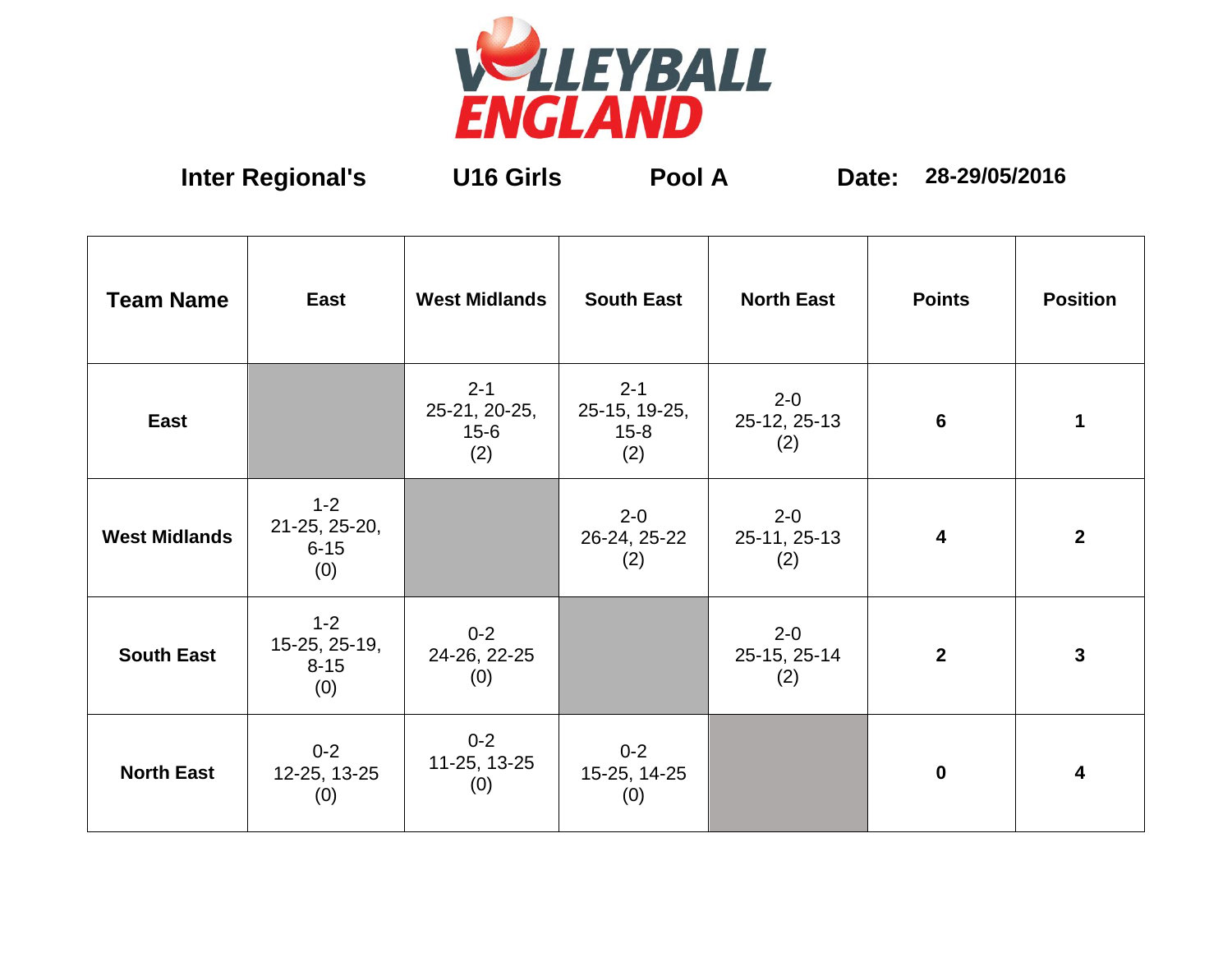**Inter Regional's** **U16 Girls** **Pool A** **Date: 28-29/05/2016**

| Team Name | East | West Midlands | South East | North East | Points | Position |
|---|---|---|---|---|---|---|
| **East** | | 2-1<br>25-21, 20-25, 15-6<br>(2) | 2-1<br>25-15, 19-25, 15-8<br>(2) | 2-0<br>25-12, 25-13<br>(2) | **6** | **1** |
| **West Midlands** | 1-2<br>21-25, 25-20, 6-15<br>(0) | | 2-0<br>26-24, 25-22<br>(2) | 2-0<br>25-11, 25-13<br>(2) | **4** | **2** |
| **South East** | 1-2<br>15-25, 25-19, 8-15<br>(0) | 0-2<br>24-26, 22-25<br>(0) | | 2-0<br>25-15, 25-14<br>(2) | **2** | **3** |
| **North East** | 0-2<br>12-25, 13-25<br>(0) | 0-2<br>11-25, 13-25<br>(0) | 0-2<br>15-25, 14-25<br>(0) | | **0** | **4** |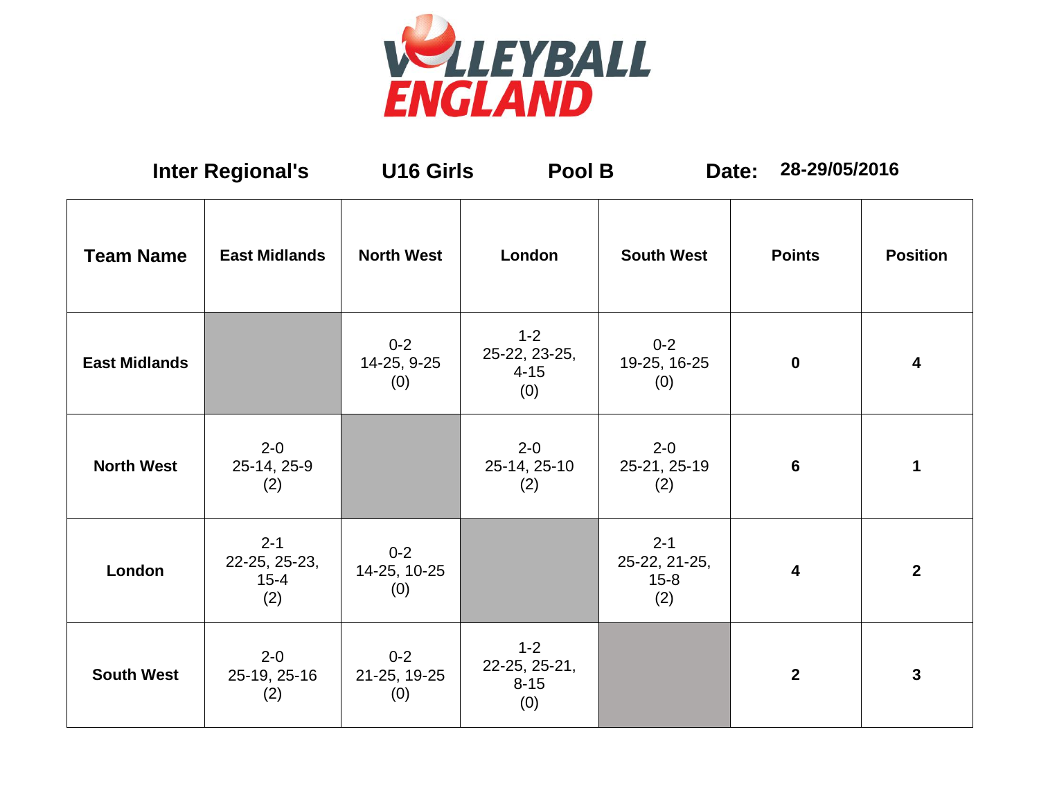VOLLEYBALL ENGLAND

**Inter Regional's** **U16 Girls** **Pool B** **Date:** **28-29/05/2016**

| Team Name | East Midlands | North West | London | South West | Points | Position |
|---|---|---|---|---|---|---|
| **East Midlands** | | 0-2 14-25, 9-25 (0) | 1-2 25-22, 23-25, 4-15 (0) | 0-2 19-25, 16-25 (0) | **0** | **4** |
| **North West** | 2-0 25-14, 25-9 (2) | | 2-0 25-14, 25-10 (2) | 2-0 25-21, 25-19 (2) | **6** | **1** |
| **London** | 2-1 22-25, 25-23, 15-4 (2) | 0-2 14-25, 10-25 (0) | | 2-1 25-22, 21-25, 15-8 (2) | **4** | **2** |
| **South West** | 2-0 25-19, 25-16 (2) | 0-2 21-25, 19-25 (0) | 1-2 22-25, 25-21, 8-15 (0) | | **2** | **3** |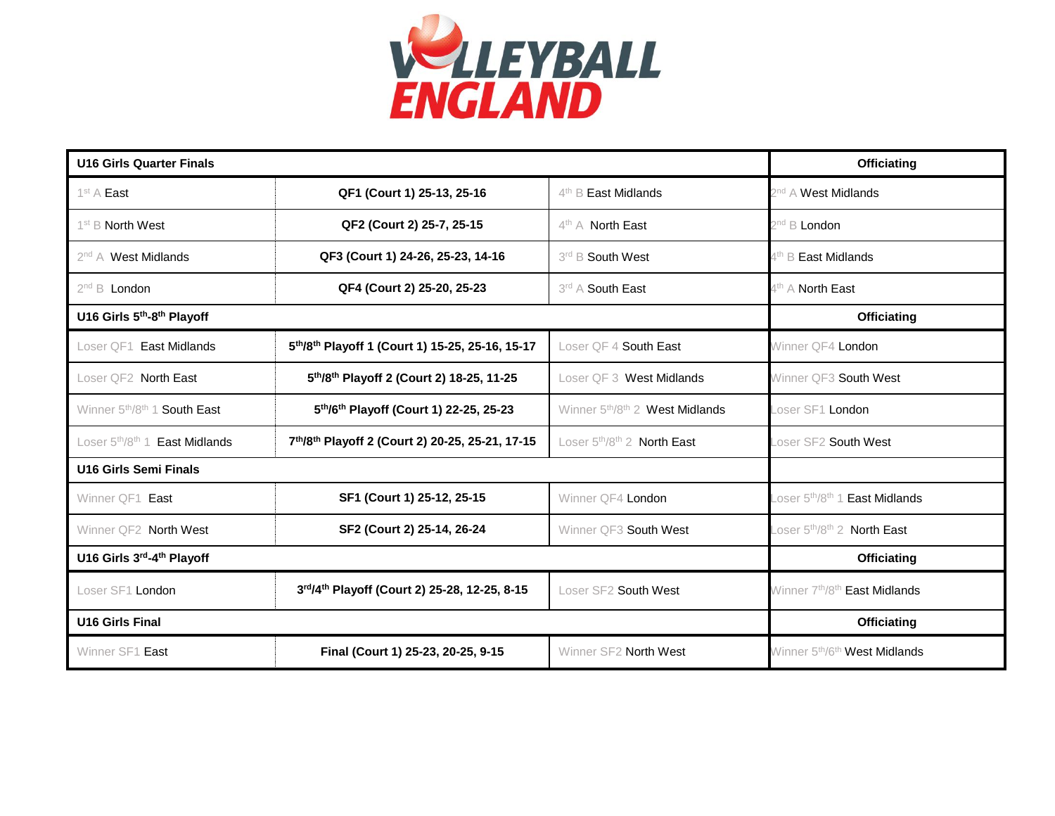# VOLLEYBALL ENGLAND

| U16 Girls Quarter Finals | | | Officiating |
|---|---|---|---|
| 1st A East | QF1 (Court 1) 25-13, 25-16 | 4th B East Midlands | 2nd A West Midlands |
| 1st B North West | QF2 (Court 2) 25-7, 25-15 | 4th A North East | 2nd B London |
| 2nd A West Midlands | QF3 (Court 1) 24-26, 25-23, 14-16 | 3rd B South West | 4th B East Midlands |
| 2nd B London | QF4 (Court 2) 25-20, 25-23 | 3rd A South East | 4th A North East |
| **U16 Girls 5th-8th Playoff** | | | **Officiating** |
| Loser QF1 East Midlands | 5th/8th Playoff 1 (Court 1) 15-25, 25-16, 15-17 | Loser QF 4 South East | Winner QF4 London |
| Loser QF2 North East | 5th/8th Playoff 2 (Court 2) 18-25, 11-25 | Loser QF 3 West Midlands | Winner QF3 South West |
| Winner 5th/8th 1 South East | 5th/6th Playoff (Court 1) 22-25, 25-23 | Winner 5th/8th 2 West Midlands | Loser SF1 London |
| Loser 5th/8th 1 East Midlands | 7th/8th Playoff 2 (Court 2) 20-25, 25-21, 17-15 | Loser 5th/8th 2 North East | Loser SF2 South West |
| **U16 Girls Semi Finals** | | | |
| Winner QF1 East | SF1 (Court 1) 25-12, 25-15 | Winner QF4 London | Loser 5th/8th 1 East Midlands |
| Winner QF2 North West | SF2 (Court 2) 25-14, 26-24 | Winner QF3 South West | Loser 5th/8th 2 North East |
| **U16 Girls 3rd-4th Playoff** | | | **Officiating** |
| Loser SF1 London | 3rd/4th Playoff (Court 2) 25-28, 12-25, 8-15 | Loser SF2 South West | Winner 7th/8th East Midlands |
| **U16 Girls Final** | | | **Officiating** |
| Winner SF1 East | Final (Court 1) 25-23, 20-25, 9-15 | Winner SF2 North West | Winner 5th/6th West Midlands |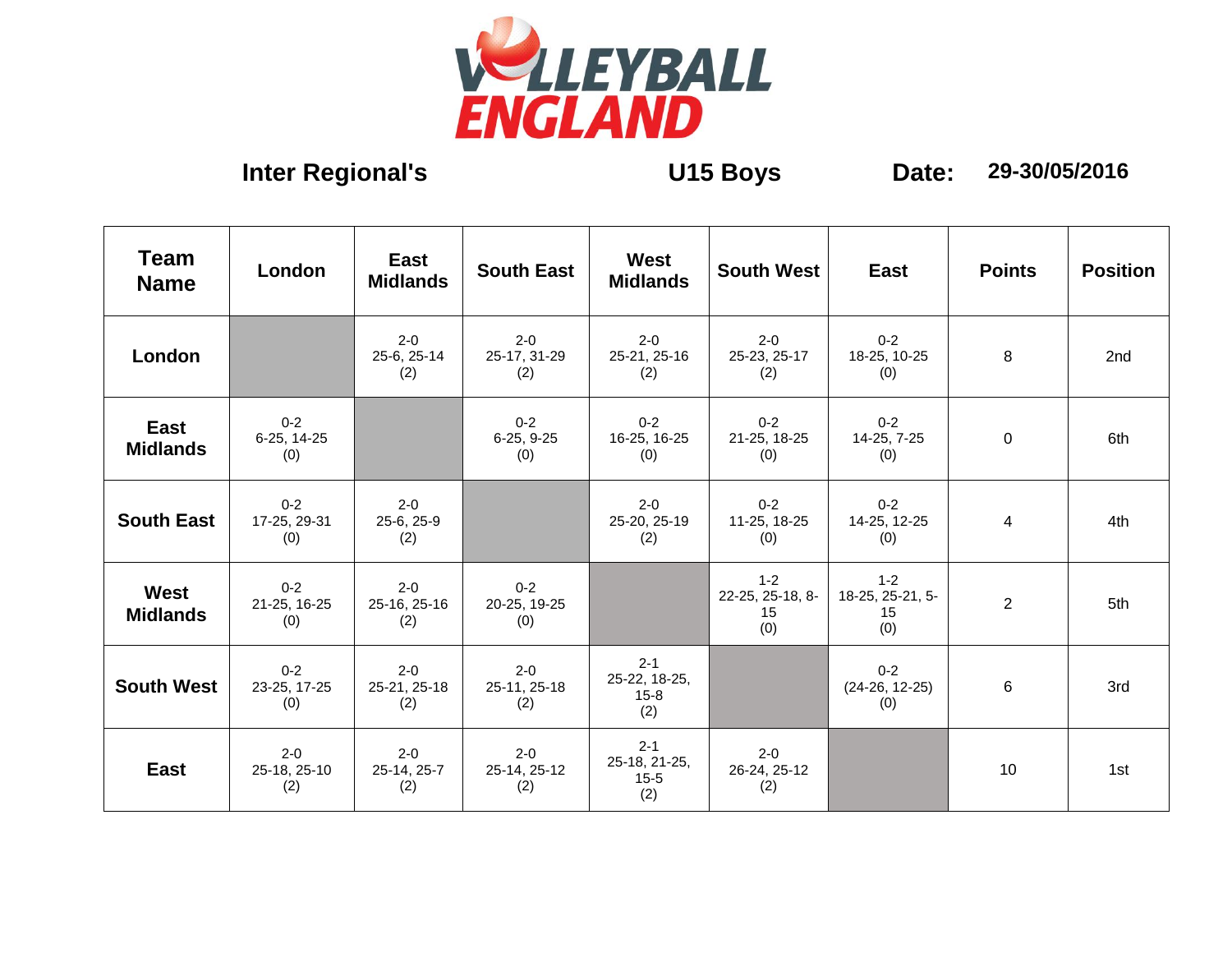**VOLLEYBALL ENGLAND**

**Inter Regional's** **U15 Boys** **Date:** **29-30/05/2016**

| Team Name | London | East Midlands | South East | West Midlands | South West | East | Points | Position |
|---|---|---|---|---|---|---|---|---|
| **London** | | 2-0 25-6, 25-14 (2) | 2-0 25-17, 31-29 (2) | 2-0 25-21, 25-16 (2) | 2-0 25-23, 25-17 (2) | 0-2 18-25, 10-25 (0) | 8 | 2nd |
| **East Midlands** | 0-2 6-25, 14-25 (0) | | 0-2 6-25, 9-25 (0) | 0-2 16-25, 16-25 (0) | 0-2 21-25, 18-25 (0) | 0-2 14-25, 7-25 (0) | 0 | 6th |
| **South East** | 0-2 17-25, 29-31 (0) | 2-0 25-6, 25-9 (2) | | 2-0 25-20, 25-19 (2) | 0-2 11-25, 18-25 (0) | 0-2 14-25, 12-25 (0) | 4 | 4th |
| **West Midlands** | 0-2 21-25, 16-25 (0) | 2-0 25-16, 25-16 (2) | 0-2 20-25, 19-25 (0) | | 1-2 22-25, 25-18, 8-15 (0) | 1-2 18-25, 25-21, 5-15 (0) | 2 | 5th |
| **South West** | 0-2 23-25, 17-25 (0) | 2-0 25-21, 25-18 (2) | 2-0 25-11, 25-18 (2) | 2-1 25-22, 18-25, 15-8 (2) | | 0-2 (24-26, 12-25) (0) | 6 | 3rd |
| **East** | 2-0 25-18, 25-10 (2) | 2-0 25-14, 25-7 (2) | 2-0 25-14, 25-12 (2) | 2-1 25-18, 21-25, 15-5 (2) | 2-0 26-24, 25-12 (2) | | 10 | 1st |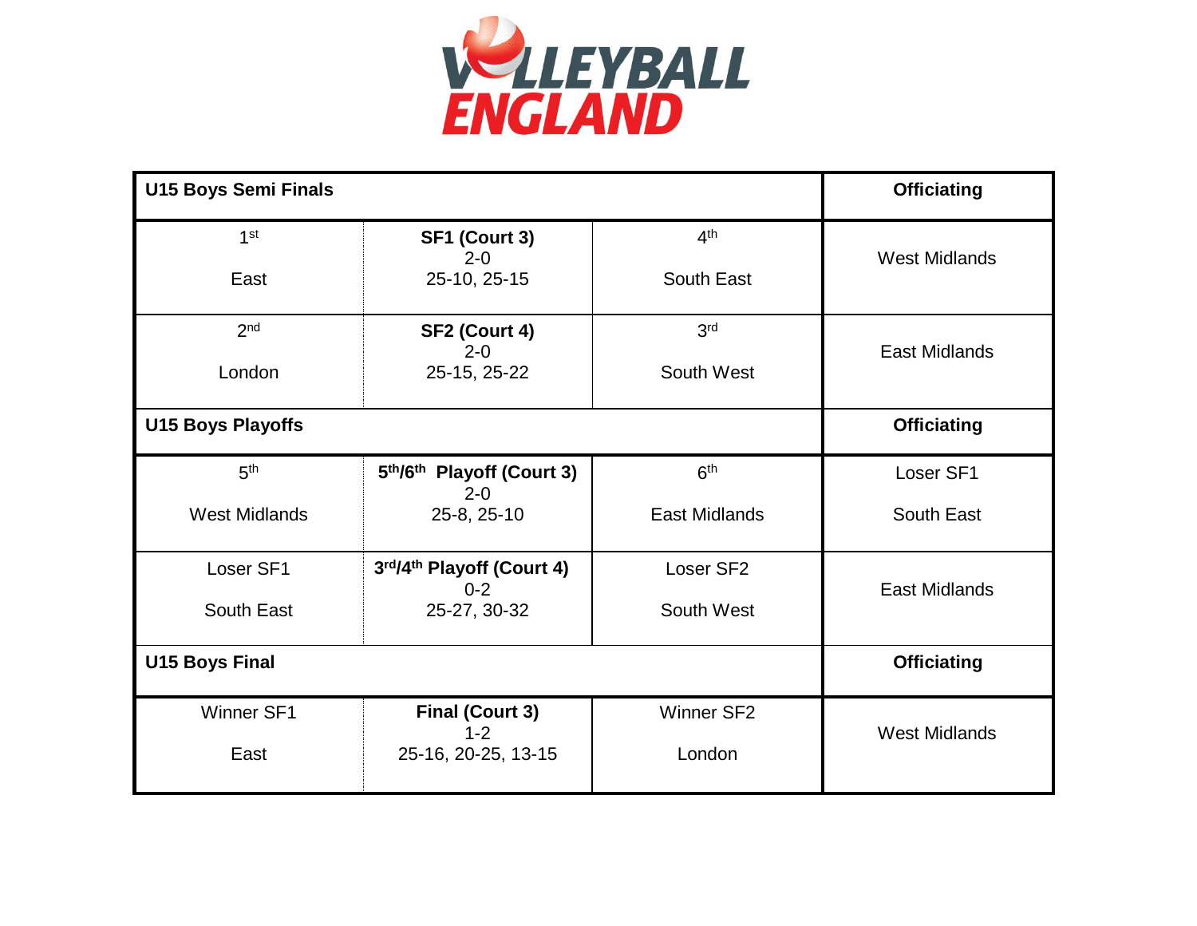VOLLEYBALL ENGLAND

| U15 Boys Semi Finals | | | Officiating |
|---|---|---|---|
| 1st<br><br>East | **SF1 (Court 3)**<br>2-0<br>25-10, 25-15 | 4th<br><br>South East | West Midlands |
| 2nd<br><br>London | **SF2 (Court 4)**<br>2-0<br>25-15, 25-22 | 3rd<br><br>South West | East Midlands |
| **U15 Boys Playoffs** | | | **Officiating** |
| 5th<br><br>West Midlands | **5th/6th Playoff (Court 3)**<br>2-0<br>25-8, 25-10 | 6th<br><br>East Midlands | Loser SF1<br><br>South East |
| Loser SF1<br><br>South East | **3rd/4th Playoff (Court 4)**<br>0-2<br>25-27, 30-32 | Loser SF2<br><br>South West | East Midlands |
| **U15 Boys Final** | | | **Officiating** |
| Winner SF1<br><br>East | **Final (Court 3)**<br>1-2<br>25-16, 20-25, 13-15 | Winner SF2<br><br>London | West Midlands |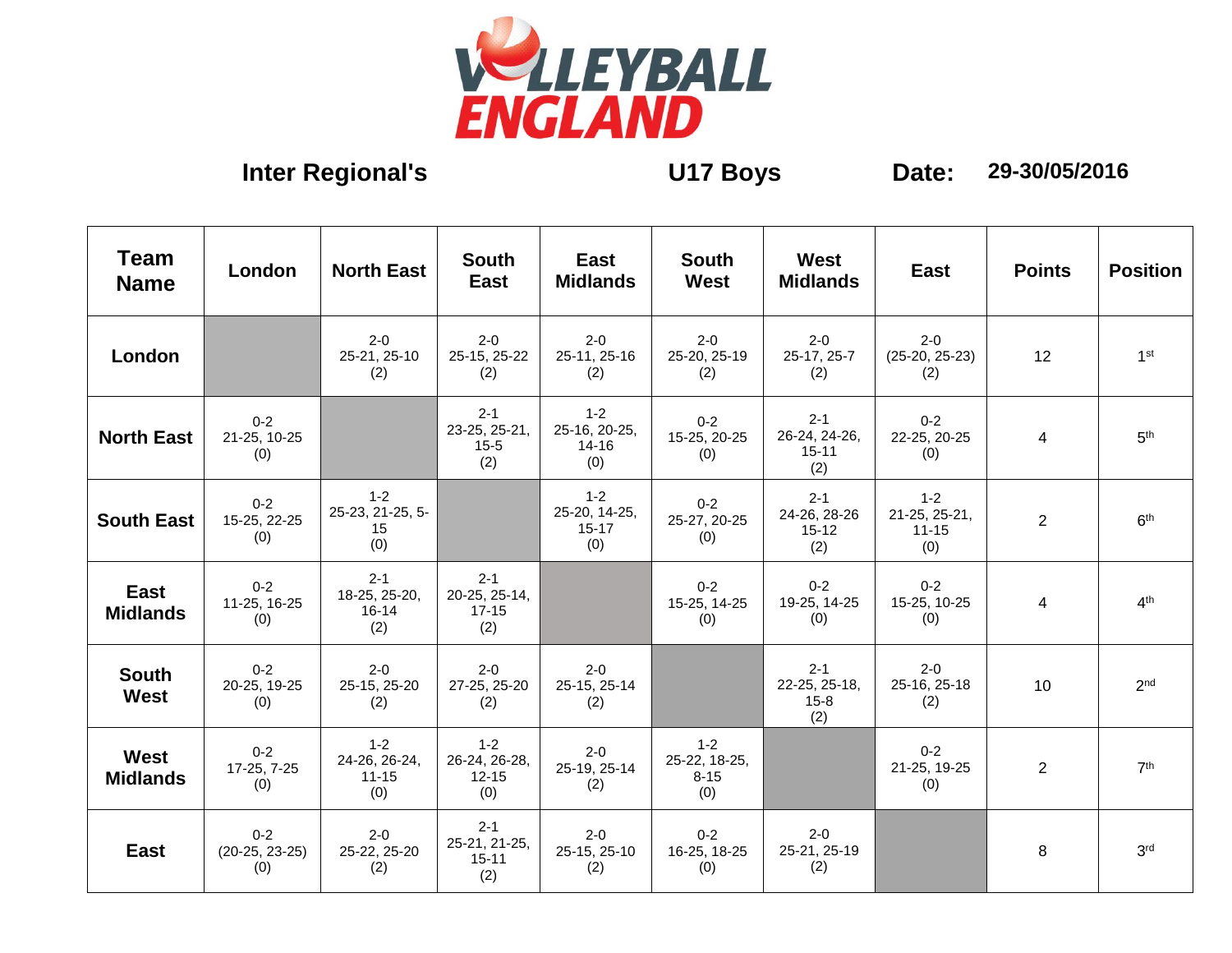VOLLEYBALL ENGLAND

**Inter Regional's** **U17 Boys** **Date:** **29-30/05/2016**

| Team Name | London | North East | South East | East Midlands | South West | West Midlands | East | Points | Position |
|---|---|---|---|---|---|---|---|---|---|
| **London** | | 2-0 25-21, 25-10 (2) | 2-0 25-15, 25-22 (2) | 2-0 25-11, 25-16 (2) | 2-0 25-20, 25-19 (2) | 2-0 25-17, 25-7 (2) | 2-0 (25-20, 25-23) (2) | 12 | 1st |
| **North East** | 0-2 21-25, 10-25 (0) | | 2-1 23-25, 25-21, 15-5 (2) | 1-2 25-16, 20-25, 14-16 (0) | 0-2 15-25, 20-25 (0) | 2-1 26-24, 24-26, 15-11 (2) | 0-2 22-25, 20-25 (0) | 4 | 5th |
| **South East** | 0-2 15-25, 22-25 (0) | 1-2 25-23, 21-25, 5-15 (0) | | 1-2 25-20, 14-25, 15-17 (0) | 0-2 25-27, 20-25 (0) | 2-1 24-26, 28-26 15-12 (2) | 1-2 21-25, 25-21, 11-15 (0) | 2 | 6th |
| **East Midlands** | 0-2 11-25, 16-25 (0) | 2-1 18-25, 25-20, 16-14 (2) | 2-1 20-25, 25-14, 17-15 (2) | | 0-2 15-25, 14-25 (0) | 0-2 19-25, 14-25 (0) | 0-2 15-25, 10-25 (0) | 4 | 4th |
| **South West** | 0-2 20-25, 19-25 (0) | 2-0 25-15, 25-20 (2) | 2-0 27-25, 25-20 (2) | 2-0 25-15, 25-14 (2) | | 2-1 22-25, 25-18, 15-8 (2) | 2-0 25-16, 25-18 (2) | 10 | 2nd |
| **West Midlands** | 0-2 17-25, 7-25 (0) | 1-2 24-26, 26-24, 11-15 (0) | 1-2 26-24, 26-28, 12-15 (0) | 2-0 25-19, 25-14 (2) | 1-2 25-22, 18-25, 8-15 (0) | | 0-2 21-25, 19-25 (0) | 2 | 7th |
| **East** | 0-2 (20-25, 23-25) (0) | 2-0 25-22, 25-20 (2) | 2-1 25-21, 21-25, 15-11 (2) | 2-0 25-15, 25-10 (2) | 0-2 16-25, 18-25 (0) | 2-0 25-21, 25-19 (2) | | 8 | 3rd |